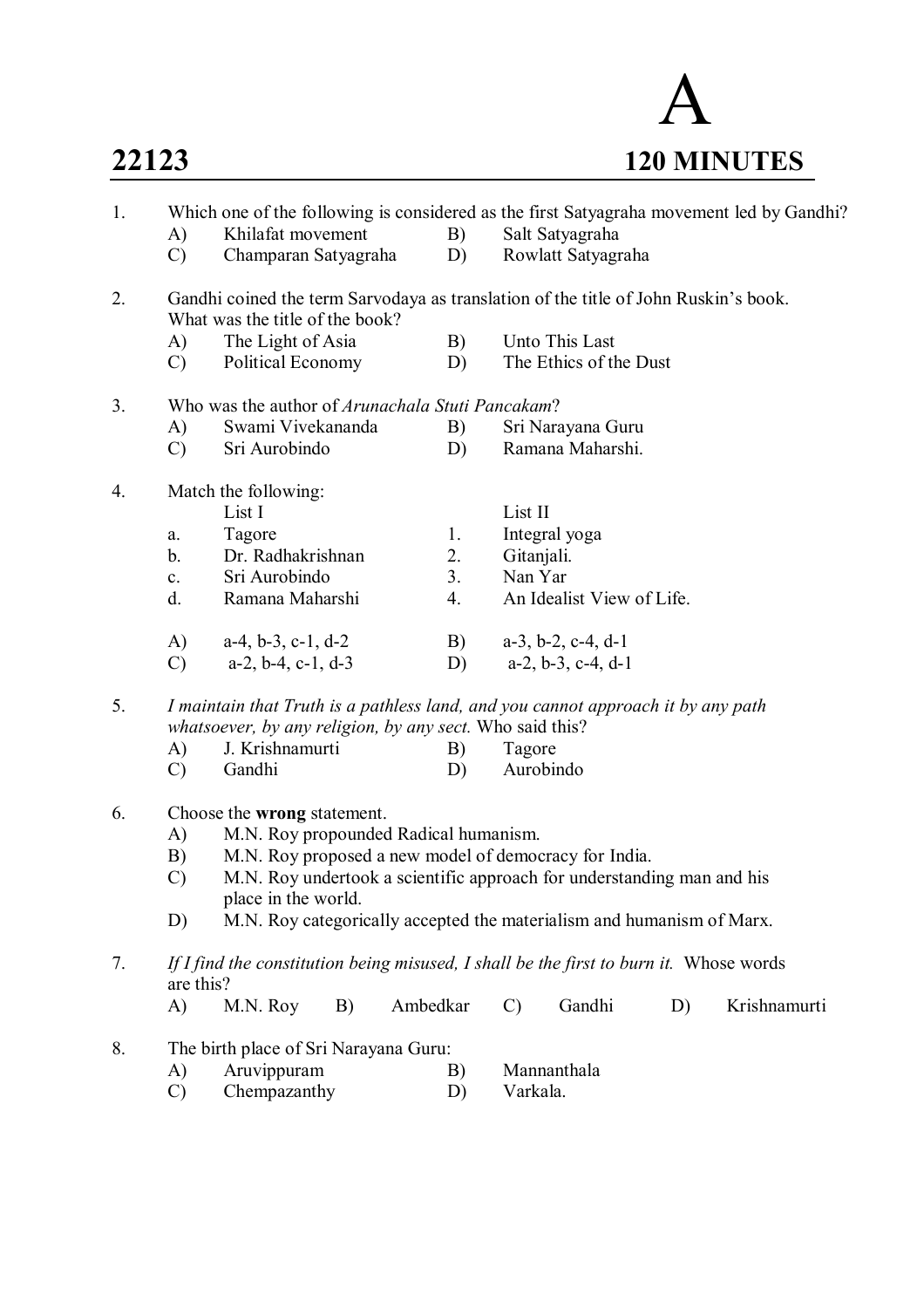# A

**22123** **120 MINUTES**

1. Which one of the following is considered as the first Satyagraha movement led by Gandhi?
   - A) Khilafat movement
   - B) Salt Satyagraha
   - C) Champaran Satyagraha
   - D) Rowlatt Satyagraha

2. Gandhi coined the term Sarvodaya as translation of the title of John Ruskin's book. What was the title of the book?
   - A) The Light of Asia
   - B) Unto This Last
   - C) Political Economy
   - D) The Ethics of the Dust

3. Who was the author of *Arunachala Stuti Pancakam*?
   - A) Swami Vivekananda
   - B) Sri Narayana Guru
   - C) Sri Aurobindo
   - D) Ramana Maharshi.

4. Match the following:

   | | List I | | List II |
   |---|---|---|---|
   | a. | Tagore | 1. | Integral yoga |
   | b. | Dr. Radhakrishnan | 2. | Gitanjali. |
   | c. | Sri Aurobindo | 3. | Nan Yar |
   | d. | Ramana Maharshi | 4. | An Idealist View of Life. |

   - A) a-4, b-3, c-1, d-2
   - B) a-3, b-2, c-4, d-1
   - C) a-2, b-4, c-1, d-3
   - D) a-2, b-3, c-4, d-1

5. *I maintain that Truth is a pathless land, and you cannot approach it by any path whatsoever, by any religion, by any sect.* Who said this?
   - A) J. Krishnamurti
   - B) Tagore
   - C) Gandhi
   - D) Aurobindo

6. Choose the **wrong** statement.
   - A) M.N. Roy propounded Radical humanism.
   - B) M.N. Roy proposed a new model of democracy for India.
   - C) M.N. Roy undertook a scientific approach for understanding man and his place in the world.
   - D) M.N. Roy categorically accepted the materialism and humanism of Marx.

7. *If I find the constitution being misused, I shall be the first to burn it.* Whose words are this?
   - A) M.N. Roy
   - B) Ambedkar
   - C) Gandhi
   - D) Krishnamurti

8. The birth place of Sri Narayana Guru:
   - A) Aruvippuram
   - B) Mannanthala
   - C) Chempazanthy
   - D) Varkala.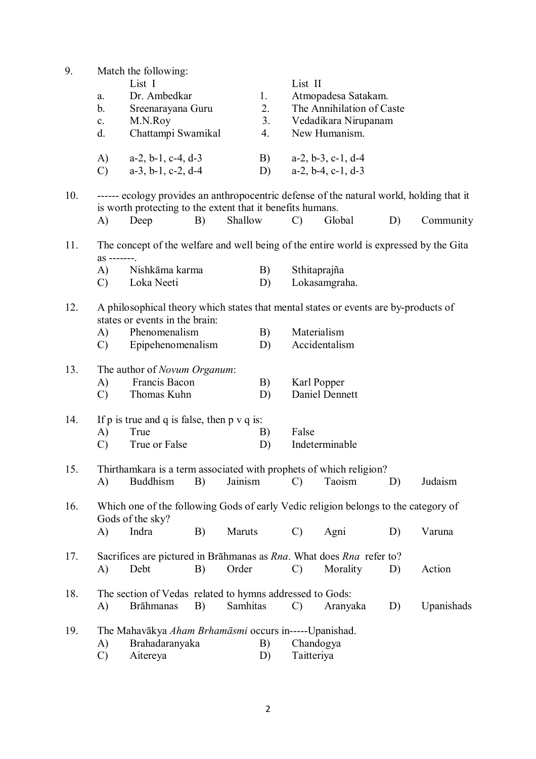9. Match the following:

| | List I | | List II |
|---|---|---|---|
| a. | Dr. Ambedkar | 1. | Atmopadesa Satakam. |
| b. | Sreenarayana Guru | 2. | The Annihilation of Caste |
| c. | M.N.Roy | 3. | Vedadikara Nirupanam |
| d. | Chattampi Swamikal | 4. | New Humanism. |

A) a-2, b-1, c-4, d-3 B) a-2, b-3, c-1, d-4
C) a-3, b-1, c-2, d-4 D) a-2, b-4, c-1, d-3

10. ------ ecology provides an anthropocentric defense of the natural world, holding that it is worth protecting to the extent that it benefits humans.
A) Deep B) Shallow C) Global D) Community

11. The concept of the welfare and well being of the entire world is expressed by the Gita as -------.
A) Nishkāma karma B) Sthitaprajña
C) Loka Neeti D) Lokasamgraha.

12. A philosophical theory which states that mental states or events are by-products of states or events in the brain:
A) Phenomenalism B) Materialism
C) Epipehenomenalism D) Accidentalism

13. The author of *Novum Organum*:
A) Francis Bacon B) Karl Popper
C) Thomas Kuhn D) Daniel Dennett

14. If p is true and q is false, then p v q is:
A) True B) False
C) True or False D) Indeterminable

15. Thirthamkara is a term associated with prophets of which religion?
A) Buddhism B) Jainism C) Taoism D) Judaism

16. Which one of the following Gods of early Vedic religion belongs to the category of Gods of the sky?
A) Indra B) Maruts C) Agni D) Varuna

17. Sacrifices are pictured in Brāhmanas as *Rna*. What does *Rna* refer to?
A) Debt B) Order C) Morality D) Action

18. The section of Vedas related to hymns addressed to Gods:
A) Brāhmanas B) Samhitas C) Aranyaka D) Upanishads

19. The Mahavākya *Aham Brhamāsmi* occurs in-----Upanishad.
A) Brahadaranyaka B) Chandogya
C) Aitereya D) Taitteriya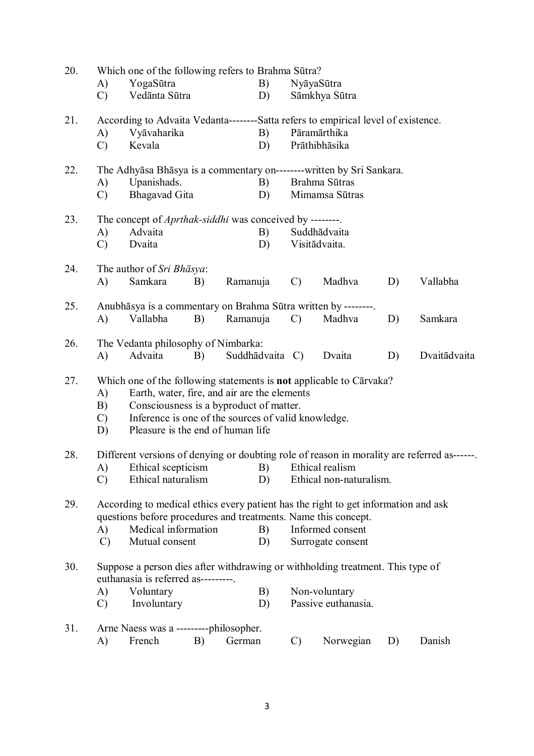20. Which one of the following refers to Brahma Sūtra?
    A) YogaSūtra B) NyāyaSūtra
    C) Vedānta Sūtra D) Sāmkhya Sūtra

21. According to Advaita Vedanta--------Satta refers to empirical level of existence.
    A) Vyāvaharika B) Pāramārthika
    C) Kevala D) Prāthibhāsika

22. The Adhyāsa Bhāsya is a commentary on--------written by Sri Sankara.
    A) Upanishads. B) Brahma Sūtras
    C) Bhagavad Gita D) Mimamsa Sūtras

23. The concept of *Aprthak-siddhi* was conceived by --------.
    A) Advaita B) Suddhādvaita
    C) Dvaita D) Visitādvaita.

24. The author of *Sri Bhāsya*:
    A) Samkara B) Ramanuja C) Madhva D) Vallabha

25. Anubhāsya is a commentary on Brahma Sūtra written by --------.
    A) Vallabha B) Ramanuja C) Madhva D) Samkara

26. The Vedanta philosophy of Nimbarka:
    A) Advaita B) Suddhādvaita C) Dvaita D) Dvaitādvaita

27. Which one of the following statements is **not** applicable to Cārvaka?
    A) Earth, water, fire, and air are the elements
    B) Consciousness is a byproduct of matter.
    C) Inference is one of the sources of valid knowledge.
    D) Pleasure is the end of human life

28. Different versions of denying or doubting role of reason in morality are referred as------.
    A) Ethical scepticism B) Ethical realism
    C) Ethical naturalism D) Ethical non-naturalism.

29. According to medical ethics every patient has the right to get information and ask questions before procedures and treatments. Name this concept.
    A) Medical information B) Informed consent
    C) Mutual consent D) Surrogate consent

30. Suppose a person dies after withdrawing or withholding treatment. This type of euthanasia is referred as---------.
    A) Voluntary B) Non-voluntary
    C) Involuntary D) Passive euthanasia.

31. Arne Naess was a ---------philosopher.
    A) French B) German C) Norwegian D) Danish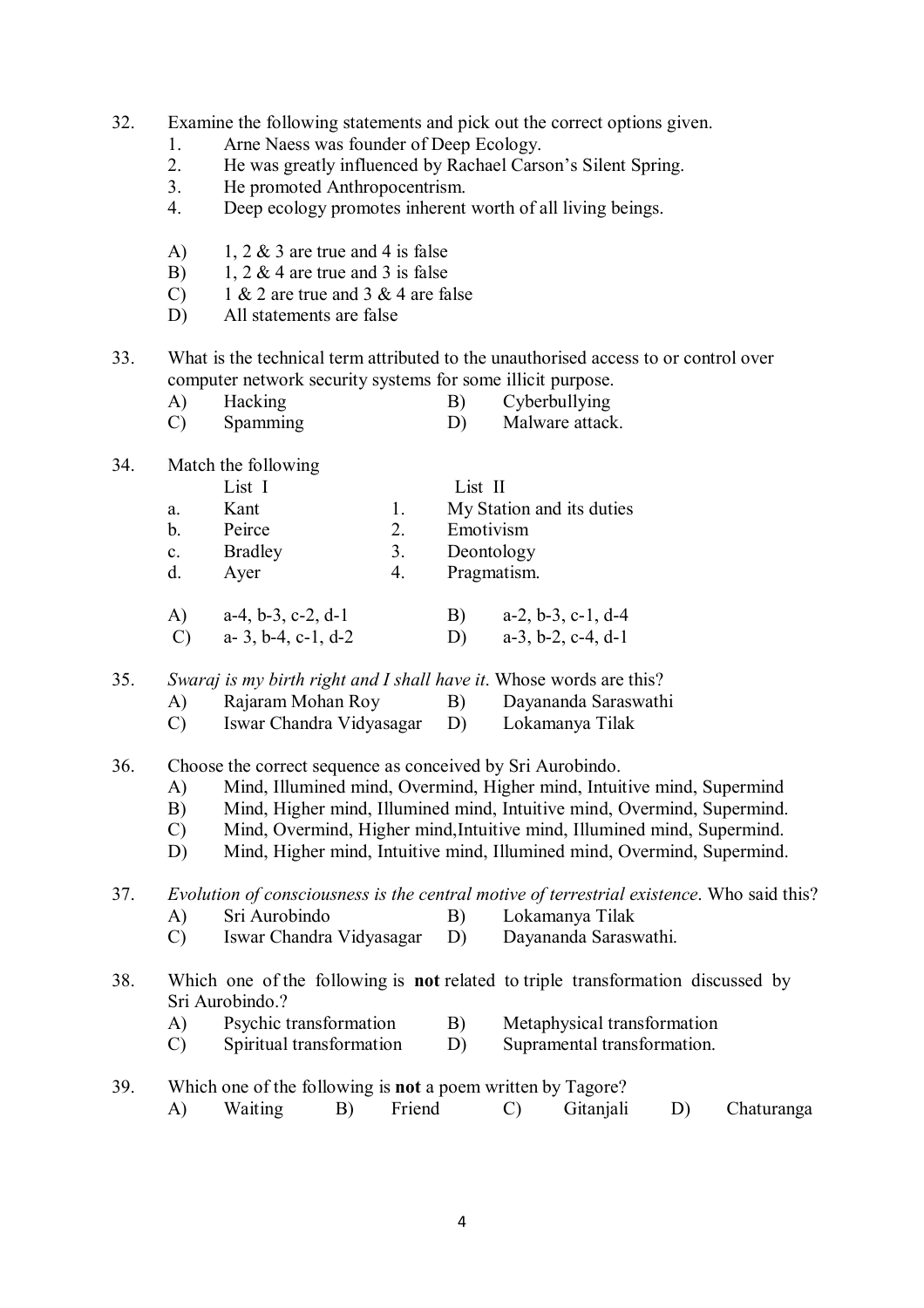32. Examine the following statements and pick out the correct options given.
    1. Arne Naess was founder of Deep Ecology.
    2. He was greatly influenced by Rachael Carson's Silent Spring.
    3. He promoted Anthropocentrism.
    4. Deep ecology promotes inherent worth of all living beings.

    A) 1, 2 & 3 are true and 4 is false
    B) 1, 2 & 4 are true and 3 is false
    C) 1 & 2 are true and 3 & 4 are false
    D) All statements are false

33. What is the technical term attributed to the unauthorised access to or control over computer network security systems for some illicit purpose.

    A) Hacking　　B) Cyberbullying
    C) Spamming　　D) Malware attack.

34. Match the following

| | List I | | List II |
|---|---|---|---|
| a. | Kant | 1. | My Station and its duties |
| b. | Peirce | 2. | Emotivism |
| c. | Bradley | 3. | Deontology |
| d. | Ayer | 4. | Pragmatism. |

    A) a-4, b-3, c-2, d-1　　B) a-2, b-3, c-1, d-4
    C) a- 3, b-4, c-1, d-2　　D) a-3, b-2, c-4, d-1

35. *Swaraj is my birth right and I shall have it*. Whose words are this?

    A) Rajaram Mohan Roy　　B) Dayananda Saraswathi
    C) Iswar Chandra Vidyasagar　　D) Lokamanya Tilak

36. Choose the correct sequence as conceived by Sri Aurobindo.

    A) Mind, Illumined mind, Overmind, Higher mind, Intuitive mind, Supermind
    B) Mind, Higher mind, Illumined mind, Intuitive mind, Overmind, Supermind.
    C) Mind, Overmind, Higher mind,Intuitive mind, Illumined mind, Supermind.
    D) Mind, Higher mind, Intuitive mind, Illumined mind, Overmind, Supermind.

37. *Evolution of consciousness is the central motive of terrestrial existence*. Who said this?

    A) Sri Aurobindo　　B) Lokamanya Tilak
    C) Iswar Chandra Vidyasagar　　D) Dayananda Saraswathi.

38. Which one of the following is **not** related to triple transformation discussed by Sri Aurobindo.?

    A) Psychic transformation　　B) Metaphysical transformation
    C) Spiritual transformation　　D) Supramental transformation.

39. Which one of the following is **not** a poem written by Tagore?

    A) Waiting　　B) Friend　　C) Gitanjali　　D) Chaturanga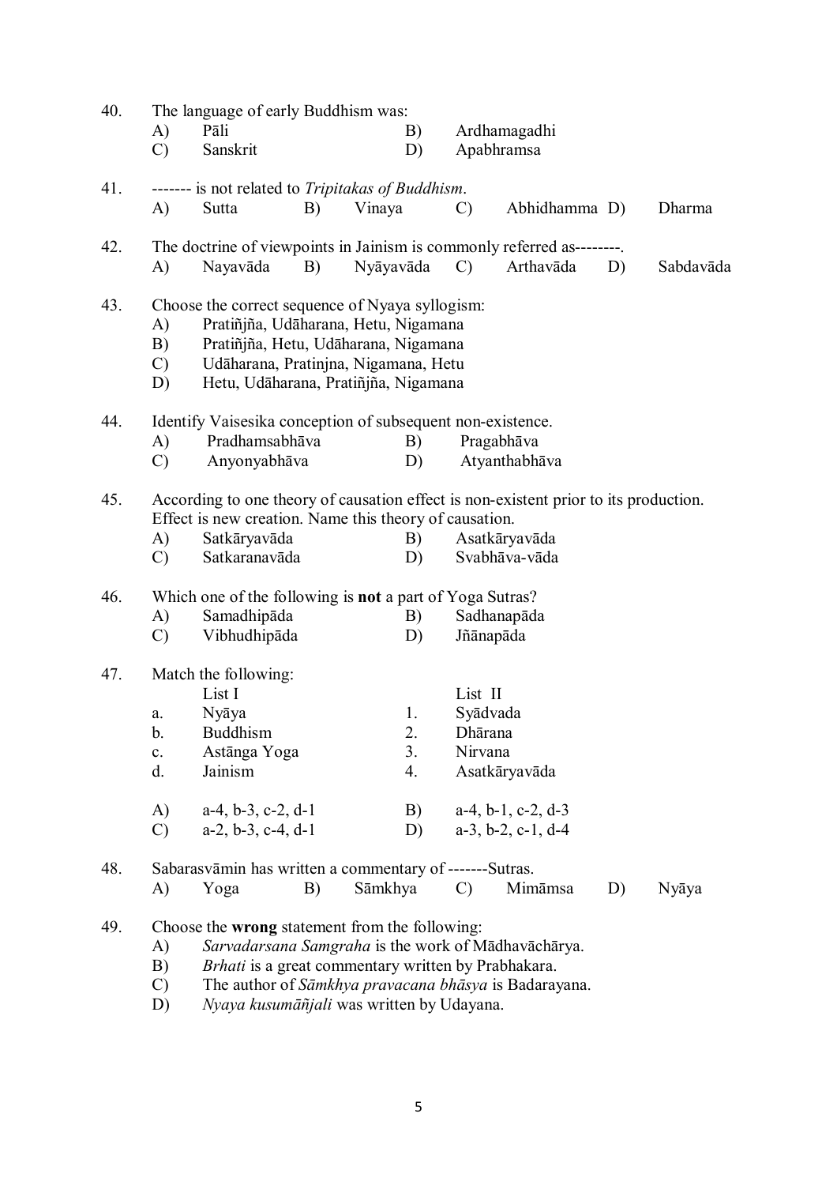40. The language of early Buddhism was:
 A) Pāli  B) Ardhamagadhi
 C) Sanskrit  D) Apabhramsa

41. ------- is not related to *Tripitakas of Buddhism*.
 A) Sutta  B) Vinaya  C) Abhidhamma  D) Dharma

42. The doctrine of viewpoints in Jainism is commonly referred as--------.
 A) Nayavāda  B) Nyāyavāda  C) Arthavāda  D) Sabdavāda

43. Choose the correct sequence of Nyaya syllogism:
 A) Pratiñjña, Udāharana, Hetu, Nigamana
 B) Pratiñjña, Hetu, Udāharana, Nigamana
 C) Udāharana, Pratinjna, Nigamana, Hetu
 D) Hetu, Udāharana, Pratiñjña, Nigamana

44. Identify Vaisesika conception of subsequent non-existence.
 A) Pradhamsabhāva  B) Pragabhāva
 C) Anyonyabhāva  D) Atyanthabhāva

45. According to one theory of causation effect is non-existent prior to its production. Effect is new creation. Name this theory of causation.
 A) Satkāryavāda  B) Asatkāryavāda
 C) Satkaranavāda  D) Svabhāva-vāda

46. Which one of the following is **not** a part of Yoga Sutras?
 A) Samadhipāda  B) Sadhanapāda
 C) Vibhudhipāda  D) Jñānapāda

47. Match the following:

| | List I | | List II |
|---|---|---|---|
| a. | Nyāya | 1. | Syādvada |
| b. | Buddhism | 2. | Dhārana |
| c. | Astānga Yoga | 3. | Nirvana |
| d. | Jainism | 4. | Asatkāryavāda |

 A) a-4, b-3, c-2, d-1  B) a-4, b-1, c-2, d-3
 C) a-2, b-3, c-4, d-1  D) a-3, b-2, c-1, d-4

48. Sabarasvāmin has written a commentary of -------Sutras.
 A) Yoga  B) Sāmkhya  C) Mimāmsa  D) Nyāya

49. Choose the **wrong** statement from the following:
 A) *Sarvadarsana Samgraha* is the work of Mādhavāchārya.
 B) *Brhati* is a great commentary written by Prabhakara.
 C) The author of *Sāmkhya pravacana bhāsya* is Badarayana.
 D) *Nyaya kusumāñjali* was written by Udayana.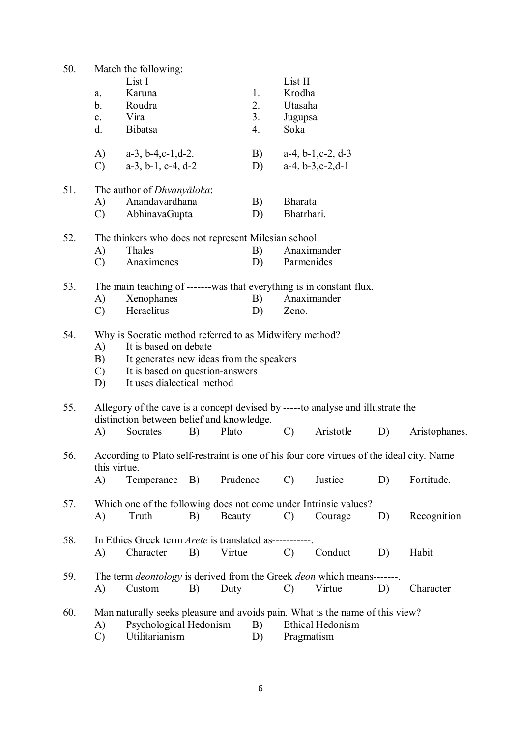50. Match the following:

| | List I | | List II |
|---|---|---|---|
| a. | Karuna | 1. | Krodha |
| b. | Roudra | 2. | Utasaha |
| c. | Vira | 3. | Jugupsa |
| d. | Bibatsa | 4. | Soka |

A) a-3, b-4,c-1,d-2. B) a-4, b-1,c-2, d-3
C) a-3, b-1, c-4, d-2 D) a-4, b-3,c-2,d-1

51. The author of *Dhvanyāloka*:
A) Anandavardhana B) Bharata
C) AbhinavaGupta D) Bhatrhari.

52. The thinkers who does not represent Milesian school:
A) Thales B) Anaximander
C) Anaximenes D) Parmenides

53. The main teaching of -------was that everything is in constant flux.
A) Xenophanes B) Anaximander
C) Heraclitus D) Zeno.

54. Why is Socratic method referred to as Midwifery method?
A) It is based on debate
B) It generates new ideas from the speakers
C) It is based on question-answers
D) It uses dialectical method

55. Allegory of the cave is a concept devised by -----to analyse and illustrate the distinction between belief and knowledge.
A) Socrates B) Plato C) Aristotle D) Aristophanes.

56. According to Plato self-restraint is one of his four core virtues of the ideal city. Name this virtue.
A) Temperance B) Prudence C) Justice D) Fortitude.

57. Which one of the following does not come under Intrinsic values?
A) Truth B) Beauty C) Courage D) Recognition

58. In Ethics Greek term *Arete* is translated as-----------.
A) Character B) Virtue C) Conduct D) Habit

59. The term *deontology* is derived from the Greek *deon* which means-------.
A) Custom B) Duty C) Virtue D) Character

60. Man naturally seeks pleasure and avoids pain. What is the name of this view?
A) Psychological Hedonism B) Ethical Hedonism
C) Utilitarianism D) Pragmatism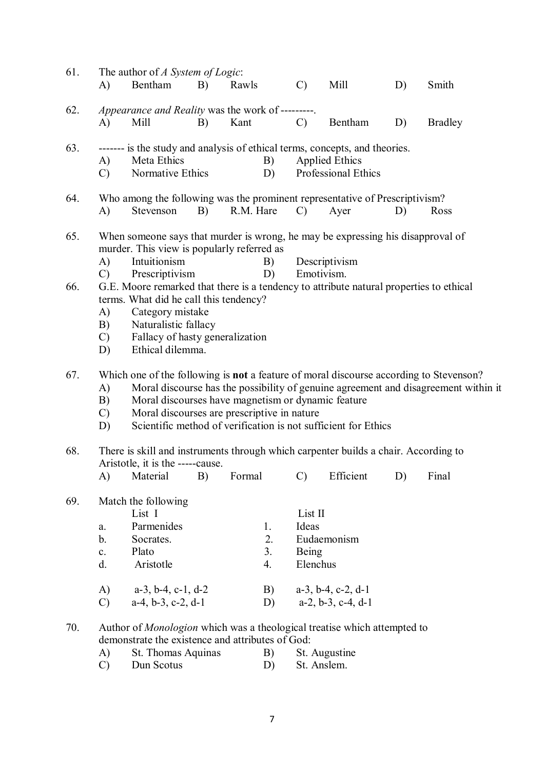61. The author of *A System of Logic*:

A) Bentham B) Rawls C) Mill D) Smith

62. *Appearance and Reality* was the work of ---------.

A) Mill B) Kant C) Bentham D) Bradley

63. ------- is the study and analysis of ethical terms, concepts, and theories.

A) Meta Ethics B) Applied Ethics
C) Normative Ethics D) Professional Ethics

64. Who among the following was the prominent representative of Prescriptivism?

A) Stevenson B) R.M. Hare C) Ayer D) Ross

65. When someone says that murder is wrong, he may be expressing his disapproval of murder. This view is popularly referred as

A) Intuitionism B) Descriptivism
C) Prescriptivism D) Emotivism.

66. G.E. Moore remarked that there is a tendency to attribute natural properties to ethical terms. What did he call this tendency?

A) Category mistake
B) Naturalistic fallacy
C) Fallacy of hasty generalization
D) Ethical dilemma.

67. Which one of the following is **not** a feature of moral discourse according to Stevenson?

A) Moral discourse has the possibility of genuine agreement and disagreement within it
B) Moral discourses have magnetism or dynamic feature
C) Moral discourses are prescriptive in nature
D) Scientific method of verification is not sufficient for Ethics

68. There is skill and instruments through which carpenter builds a chair. According to Aristotle, it is the -----cause.

A) Material B) Formal C) Efficient D) Final

69. Match the following

| | List I | | List II |
|---|---|---|---|
| a. | Parmenides | 1. | Ideas |
| b. | Socrates. | 2. | Eudaemonism |
| c. | Plato | 3. | Being |
| d. | Aristotle | 4. | Elenchus |

A) a-3, b-4, c-1, d-2 B) a-3, b-4, c-2, d-1
C) a-4, b-3, c-2, d-1 D) a-2, b-3, c-4, d-1

70. Author of *Monologion* which was a theological treatise which attempted to demonstrate the existence and attributes of God:

A) St. Thomas Aquinas B) St. Augustine
C) Dun Scotus D) St. Anslem.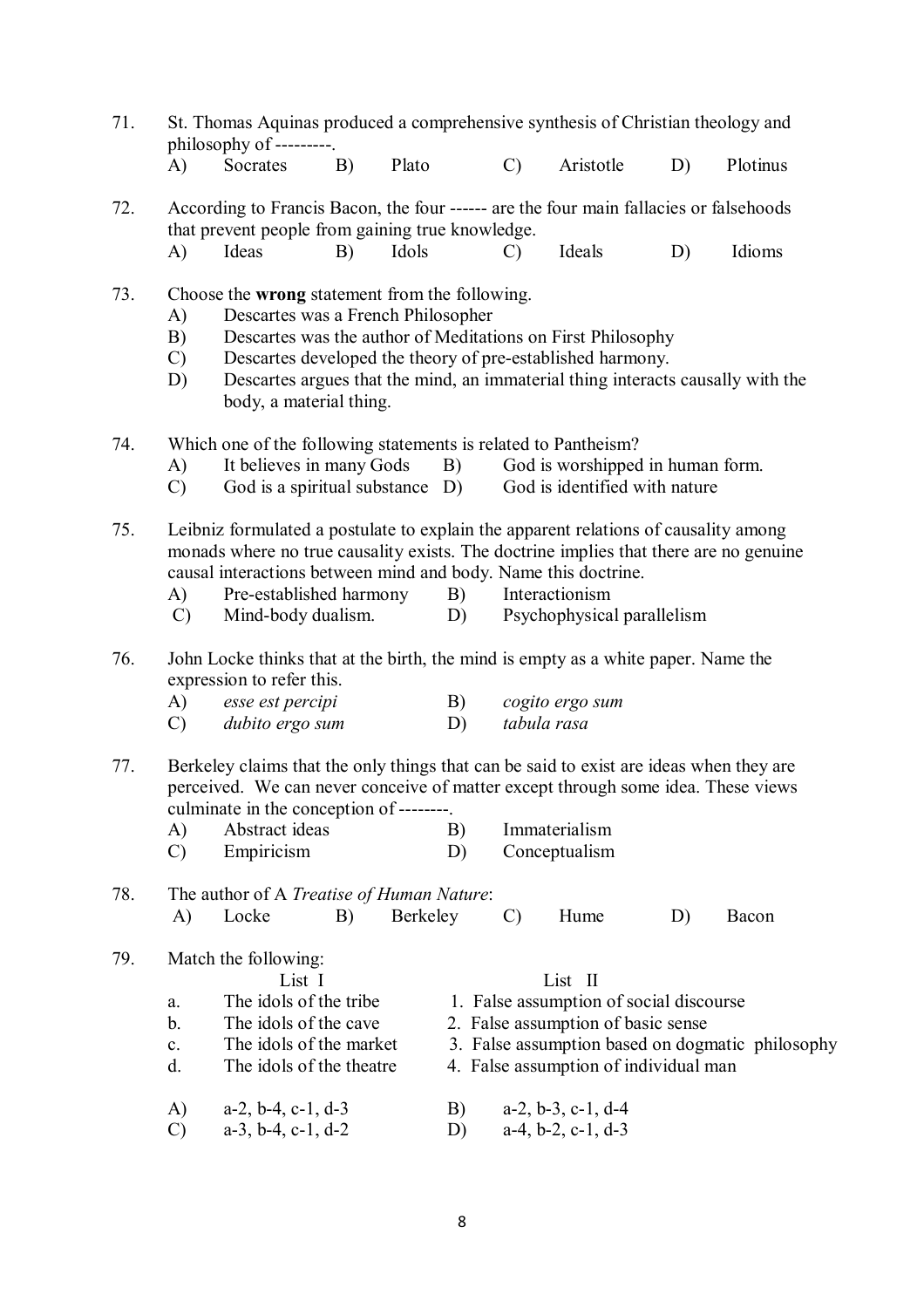71. St. Thomas Aquinas produced a comprehensive synthesis of Christian theology and philosophy of ---------.

    A) Socrates B) Plato C) Aristotle D) Plotinus

72. According to Francis Bacon, the four ------ are the four main fallacies or falsehoods that prevent people from gaining true knowledge.

    A) Ideas B) Idols C) Ideals D) Idioms

73. Choose the **wrong** statement from the following.

    A) Descartes was a French Philosopher
    B) Descartes was the author of Meditations on First Philosophy
    C) Descartes developed the theory of pre-established harmony.
    D) Descartes argues that the mind, an immaterial thing interacts causally with the body, a material thing.

74. Which one of the following statements is related to Pantheism?

    A) It believes in many Gods B) God is worshipped in human form.
    C) God is a spiritual substance D) God is identified with nature

75. Leibniz formulated a postulate to explain the apparent relations of causality among monads where no true causality exists. The doctrine implies that there are no genuine causal interactions between mind and body. Name this doctrine.

    A) Pre-established harmony B) Interactionism
    C) Mind-body dualism. D) Psychophysical parallelism

76. John Locke thinks that at the birth, the mind is empty as a white paper. Name the expression to refer this.

    A) *esse est percipi* B) *cogito ergo sum*
    C) *dubito ergo sum* D) *tabula rasa*

77. Berkeley claims that the only things that can be said to exist are ideas when they are perceived. We can never conceive of matter except through some idea. These views culminate in the conception of --------.

    A) Abstract ideas B) Immaterialism
    C) Empiricism D) Conceptualism

78. The author of A *Treatise of Human Nature*:

    A) Locke B) Berkeley C) Hume D) Bacon

79. Match the following:

| | List I | List II |
|---|---|---|
| a. | The idols of the tribe | 1. False assumption of social discourse |
| b. | The idols of the cave | 2. False assumption of basic sense |
| c. | The idols of the market | 3. False assumption based on dogmatic philosophy |
| d. | The idols of the theatre | 4. False assumption of individual man |

    A) a-2, b-4, c-1, d-3 B) a-2, b-3, c-1, d-4
    C) a-3, b-4, c-1, d-2 D) a-4, b-2, c-1, d-3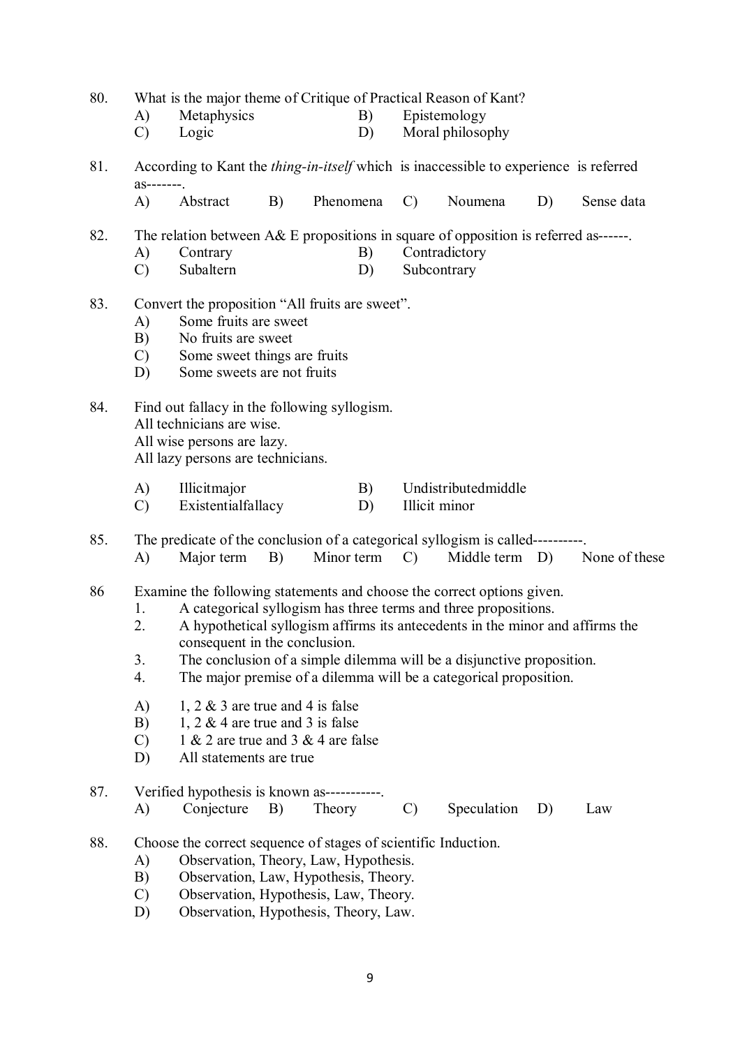80. What is the major theme of Critique of Practical Reason of Kant?

- A) Metaphysics
- B) Epistemology
- C) Logic
- D) Moral philosophy

81. According to Kant the *thing-in-itself* which is inaccessible to experience is referred as-------.

- A) Abstract
- B) Phenomena
- C) Noumena
- D) Sense data

82. The relation between A& E propositions in square of opposition is referred as------.

- A) Contrary
- B) Contradictory
- C) Subaltern
- D) Subcontrary

83. Convert the proposition "All fruits are sweet".

- A) Some fruits are sweet
- B) No fruits are sweet
- C) Some sweet things are fruits
- D) Some sweets are not fruits

84. Find out fallacy in the following syllogism.
All technicians are wise.
All wise persons are lazy.
All lazy persons are technicians.

- A) Illicitmajor
- B) Undistributedmiddle
- C) Existentialfallacy
- D) Illicit minor

85. The predicate of the conclusion of a categorical syllogism is called----------.

- A) Major term
- B) Minor term
- C) Middle term
- D) None of these

86 Examine the following statements and choose the correct options given.

1. A categorical syllogism has three terms and three propositions.
2. A hypothetical syllogism affirms its antecedents in the minor and affirms the consequent in the conclusion.
3. The conclusion of a simple dilemma will be a disjunctive proposition.
4. The major premise of a dilemma will be a categorical proposition.

- A) 1, 2 & 3 are true and 4 is false
- B) 1, 2 & 4 are true and 3 is false
- C) 1 & 2 are true and 3 & 4 are false
- D) All statements are true

87. Verified hypothesis is known as-----------.

- A) Conjecture
- B) Theory
- C) Speculation
- D) Law

88. Choose the correct sequence of stages of scientific Induction.

- A) Observation, Theory, Law, Hypothesis.
- B) Observation, Law, Hypothesis, Theory.
- C) Observation, Hypothesis, Law, Theory.
- D) Observation, Hypothesis, Theory, Law.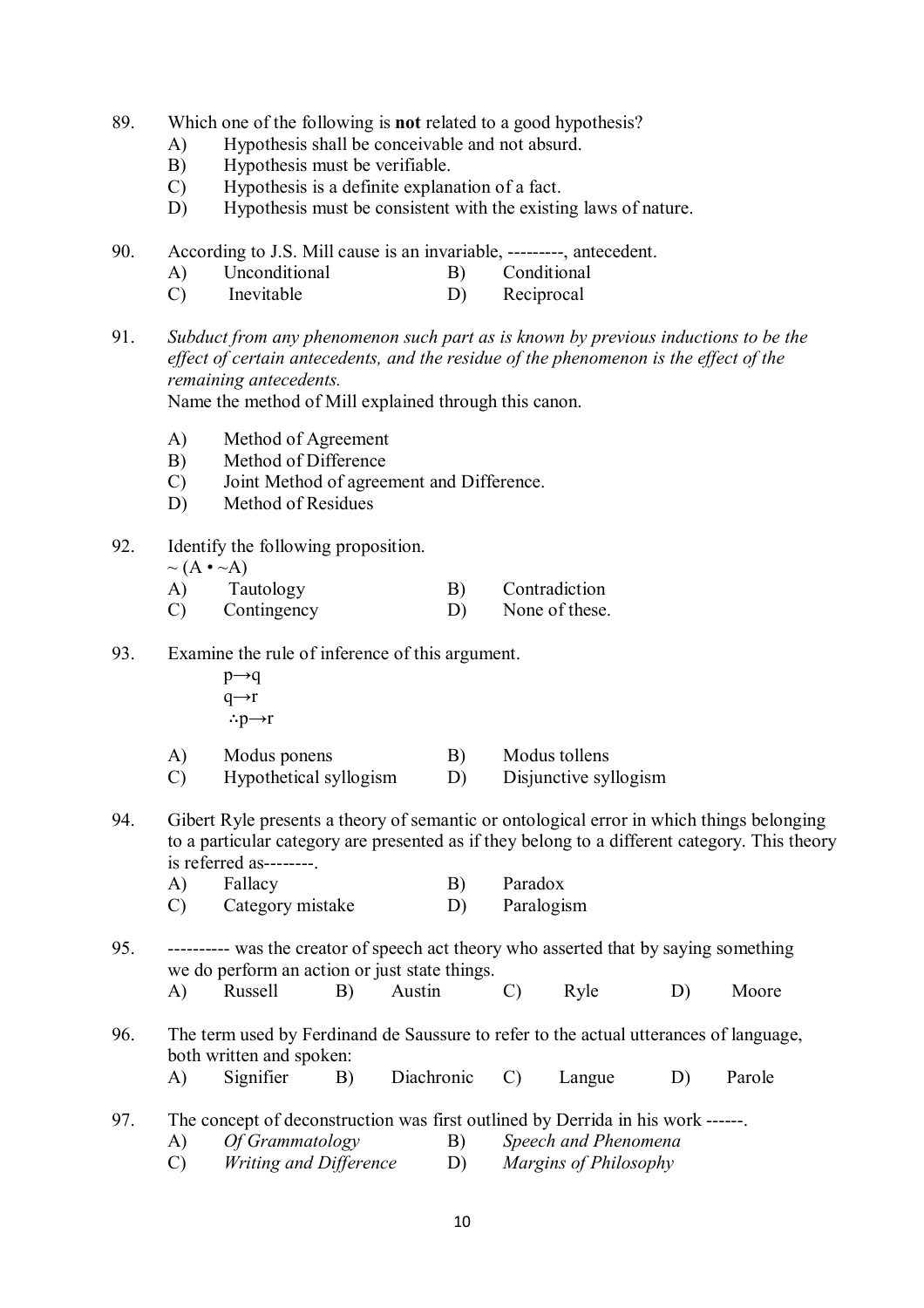89. Which one of the following is **not** related to a good hypothesis?
    - A) Hypothesis shall be conceivable and not absurd.
    - B) Hypothesis must be verifiable.
    - C) Hypothesis is a definite explanation of a fact.
    - D) Hypothesis must be consistent with the existing laws of nature.

90. According to J.S. Mill cause is an invariable, ---------, antecedent.
    - A) Unconditional
    - B) Conditional
    - C) Inevitable
    - D) Reciprocal

91. *Subduct from any phenomenon such part as is known by previous inductions to be the effect of certain antecedents, and the residue of the phenomenon is the effect of the remaining antecedents.*

    Name the method of Mill explained through this canon.

    - A) Method of Agreement
    - B) Method of Difference
    - C) Joint Method of agreement and Difference.
    - D) Method of Residues

92. Identify the following proposition.

    $\sim (A \bullet \sim A)$

    - A) Tautology
    - B) Contradiction
    - C) Contingency
    - D) None of these.

93. Examine the rule of inference of this argument.

    $p \rightarrow q$

    $q \rightarrow r$

    $\therefore p \rightarrow r$

    - A) Modus ponens
    - B) Modus tollens
    - C) Hypothetical syllogism
    - D) Disjunctive syllogism

94. Gibert Ryle presents a theory of semantic or ontological error in which things belonging to a particular category are presented as if they belong to a different category. This theory is referred as--------.
    - A) Fallacy
    - B) Paradox
    - C) Category mistake
    - D) Paralogism

95. ---------- was the creator of speech act theory who asserted that by saying something we do perform an action or just state things.
    - A) Russell
    - B) Austin
    - C) Ryle
    - D) Moore

96. The term used by Ferdinand de Saussure to refer to the actual utterances of language, both written and spoken:
    - A) Signifier
    - B) Diachronic
    - C) Langue
    - D) Parole

97. The concept of deconstruction was first outlined by Derrida in his work ------.
    - A) *Of Grammatology*
    - B) *Speech and Phenomena*
    - C) *Writing and Difference*
    - D) *Margins of Philosophy*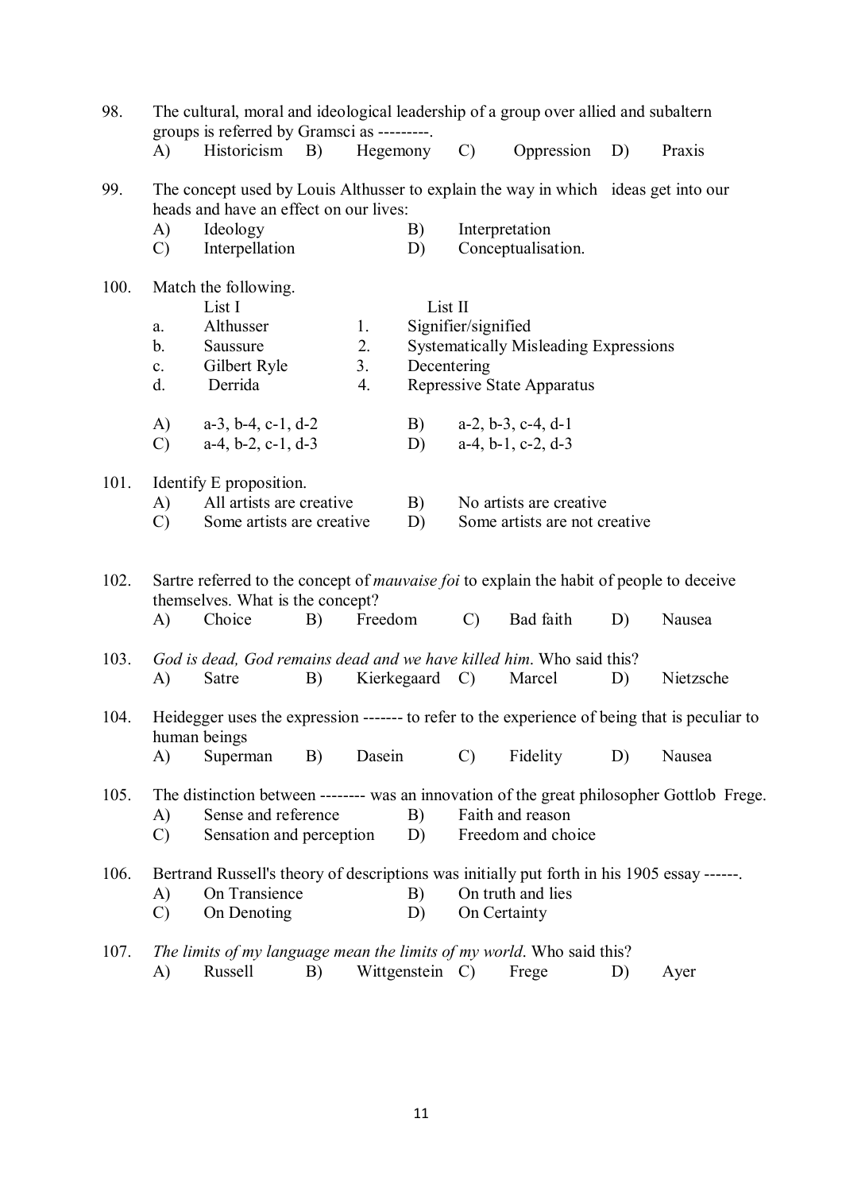98. The cultural, moral and ideological leadership of a group over allied and subaltern groups is referred by Gramsci as ---------.

A) Historicism B) Hegemony C) Oppression D) Praxis

99. The concept used by Louis Althusser to explain the way in which ideas get into our heads and have an effect on our lives:

A) Ideology B) Interpretation
C) Interpellation D) Conceptualisation.

100. Match the following.

| | List I | | List II |
|---|---|---|---|
| a. | Althusser | 1. | Signifier/signified |
| b. | Saussure | 2. | Systematically Misleading Expressions |
| c. | Gilbert Ryle | 3. | Decentering |
| d. | Derrida | 4. | Repressive State Apparatus |

A) a-3, b-4, c-1, d-2 B) a-2, b-3, c-4, d-1
C) a-4, b-2, c-1, d-3 D) a-4, b-1, c-2, d-3

101. Identify E proposition.

A) All artists are creative B) No artists are creative
C) Some artists are creative D) Some artists are not creative

102. Sartre referred to the concept of *mauvaise foi* to explain the habit of people to deceive themselves. What is the concept?

A) Choice B) Freedom C) Bad faith D) Nausea

103. *God is dead, God remains dead and we have killed him*. Who said this?

A) Satre B) Kierkegaard C) Marcel D) Nietzsche

104. Heidegger uses the expression ------- to refer to the experience of being that is peculiar to human beings

A) Superman B) Dasein C) Fidelity D) Nausea

105. The distinction between -------- was an innovation of the great philosopher Gottlob Frege.

A) Sense and reference B) Faith and reason
C) Sensation and perception D) Freedom and choice

106. Bertrand Russell's theory of descriptions was initially put forth in his 1905 essay ------.

A) On Transience B) On truth and lies
C) On Denoting D) On Certainty

107. *The limits of my language mean the limits of my world*. Who said this?

A) Russell B) Wittgenstein C) Frege D) Ayer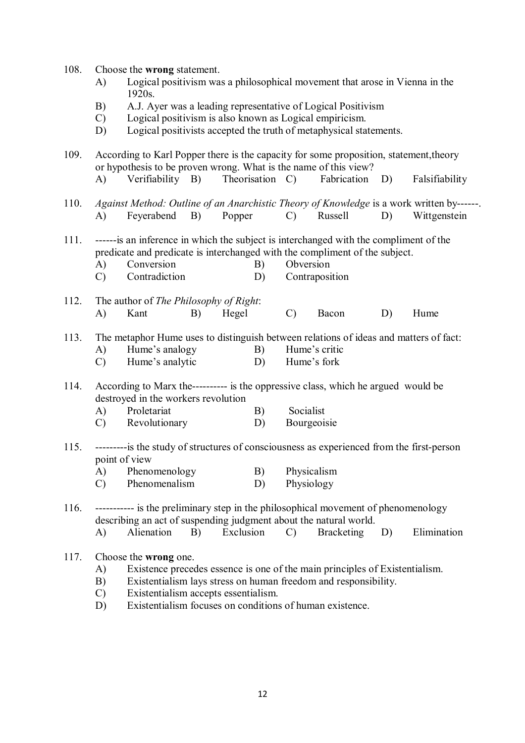108. Choose the **wrong** statement.
   A) Logical positivism was a philosophical movement that arose in Vienna in the 1920s.
   B) A.J. Ayer was a leading representative of Logical Positivism
   C) Logical positivism is also known as Logical empiricism.
   D) Logical positivists accepted the truth of metaphysical statements.

109. According to Karl Popper there is the capacity for some proposition, statement,theory or hypothesis to be proven wrong. What is the name of this view?
   A) Verifiability B) Theorisation C) Fabrication D) Falsifiability

110. *Against Method: Outline of an Anarchistic Theory of Knowledge* is a work written by------.
   A) Feyerabend B) Popper C) Russell D) Wittgenstein

111. ------is an inference in which the subject is interchanged with the compliment of the predicate and predicate is interchanged with the compliment of the subject.
   A) Conversion B) Obversion
   C) Contradiction D) Contraposition

112. The author of *The Philosophy of Right*:
   A) Kant B) Hegel C) Bacon D) Hume

113. The metaphor Hume uses to distinguish between relations of ideas and matters of fact:
   A) Hume's analogy B) Hume's critic
   C) Hume's analytic D) Hume's fork

114. According to Marx the---------- is the oppressive class, which he argued would be destroyed in the workers revolution
   A) Proletariat B) Socialist
   C) Revolutionary D) Bourgeoisie

115. ---------is the study of structures of consciousness as experienced from the first-person point of view
   A) Phenomenology B) Physicalism
   C) Phenomenalism D) Physiology

116. ----------- is the preliminary step in the philosophical movement of phenomenology describing an act of suspending judgment about the natural world.
   A) Alienation B) Exclusion C) Bracketing D) Elimination

117. Choose the **wrong** one.
   A) Existence precedes essence is one of the main principles of Existentialism.
   B) Existentialism lays stress on human freedom and responsibility.
   C) Existentialism accepts essentialism.
   D) Existentialism focuses on conditions of human existence.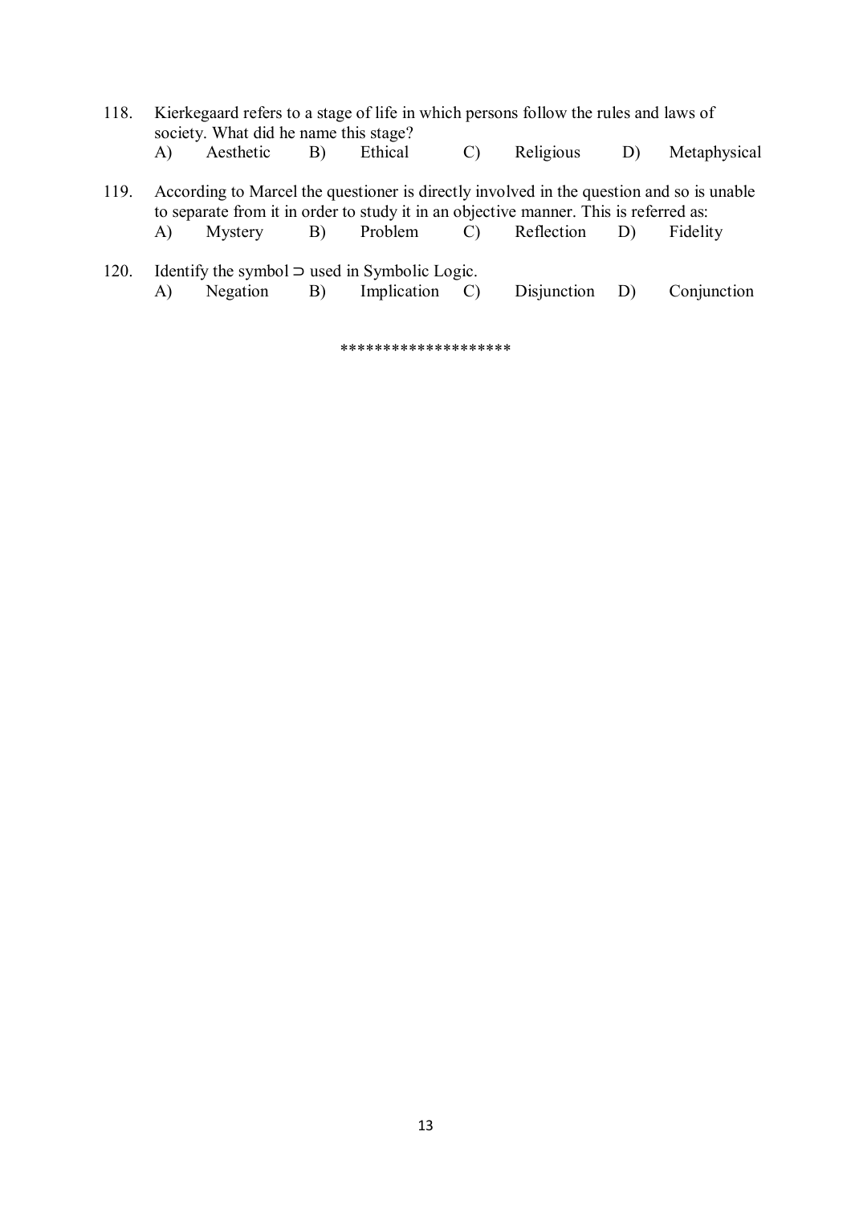118. Kierkegaard refers to a stage of life in which persons follow the rules and laws of society. What did he name this stage?
A) Aesthetic B) Ethical C) Religious D) Metaphysical

119. According to Marcel the questioner is directly involved in the question and so is unable to separate from it in order to study it in an objective manner. This is referred as:
A) Mystery B) Problem C) Reflection D) Fidelity

120. Identify the symbol ⊃ used in Symbolic Logic.
A) Negation B) Implication C) Disjunction D) Conjunction

*******************